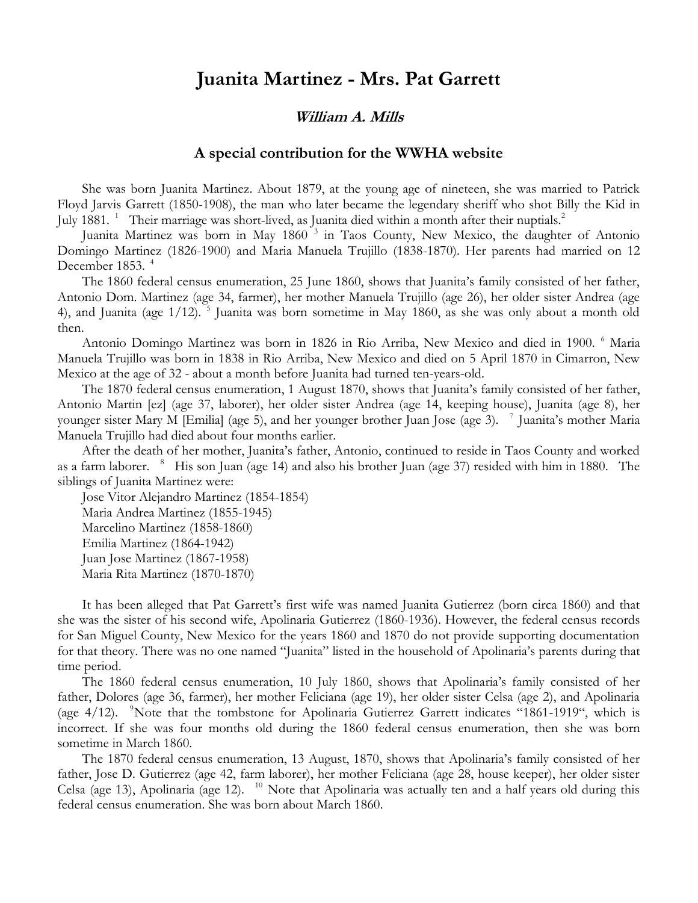# Juanita Martinez - Mrs. Pat Garrett

### *William A. Mills*

### A special contribution for the WWHA website

She was born Juanita Martinez. About 1879, at the young age of nineteen, she was married to Patrick Floyd Jarvis Garrett (1850-1908), the man who later became the legendary sheriff who shot Billy the Kid in July 1881. [1] Their marriage was short-lived, as Juanita died within a month after their nuptials.[2]

Juanita Martinez was born in May 1860 [3] in Taos County, New Mexico, the daughter of Antonio Domingo Martinez (1826-1900) and Maria Manuela Trujillo (1838-1870). Her parents had married on 12 December 1853. [4]

The 1860 federal census enumeration, 25 June 1860, shows that Juanita's family consisted of her father, Antonio Dom. Martinez (age 34, farmer), her mother Manuela Trujillo (age 26), her older sister Andrea (age 4), and Juanita (age 1/12). [5] Juanita was born sometime in May 1860, as she was only about a month old then.

Antonio Domingo Martinez was born in 1826 in Rio Arriba, New Mexico and died in 1900. [6] Maria Manuela Trujillo was born in 1838 in Rio Arriba, New Mexico and died on 5 April 1870 in Cimarron, New Mexico at the age of 32 - about a month before Juanita had turned ten-years-old.

The 1870 federal census enumeration, 1 August 1870, shows that Juanita's family consisted of her father, Antonio Martin [ez] (age 37, laborer), her older sister Andrea (age 14, keeping house), Juanita (age 8), her younger sister Mary M [Emilia] (age 5), and her younger brother Juan Jose (age 3). [7] Juanita's mother Maria Manuela Trujillo had died about four months earlier.

After the death of her mother, Juanita's father, Antonio, continued to reside in Taos County and worked as a farm laborer. [8] His son Juan (age 14) and also his brother Juan (age 37) resided with him in 1880. The siblings of Juanita Martinez were:

Jose Vitor Alejandro Martinez (1854-1854)
Maria Andrea Martinez (1855-1945)
Marcelino Martinez (1858-1860)
Emilia Martinez (1864-1942)
Juan Jose Martinez (1867-1958)
Maria Rita Martinez (1870-1870)

It has been alleged that Pat Garrett's first wife was named Juanita Gutierrez (born circa 1860) and that she was the sister of his second wife, Apolinaria Gutierrez (1860-1936). However, the federal census records for San Miguel County, New Mexico for the years 1860 and 1870 do not provide supporting documentation for that theory. There was no one named "Juanita" listed in the household of Apolinaria's parents during that time period.

The 1860 federal census enumeration, 10 July 1860, shows that Apolinaria's family consisted of her father, Dolores (age 36, farmer), her mother Feliciana (age 19), her older sister Celsa (age 2), and Apolinaria (age 4/12). [9]Note that the tombstone for Apolinaria Gutierrez Garrett indicates "1861-1919", which is incorrect. If she was four months old during the 1860 federal census enumeration, then she was born sometime in March 1860.

The 1870 federal census enumeration, 13 August, 1870, shows that Apolinaria's family consisted of her father, Jose D. Gutierrez (age 42, farm laborer), her mother Feliciana (age 28, house keeper), her older sister Celsa (age 13), Apolinaria (age 12). [10] Note that Apolinaria was actually ten and a half years old during this federal census enumeration. She was born about March 1860.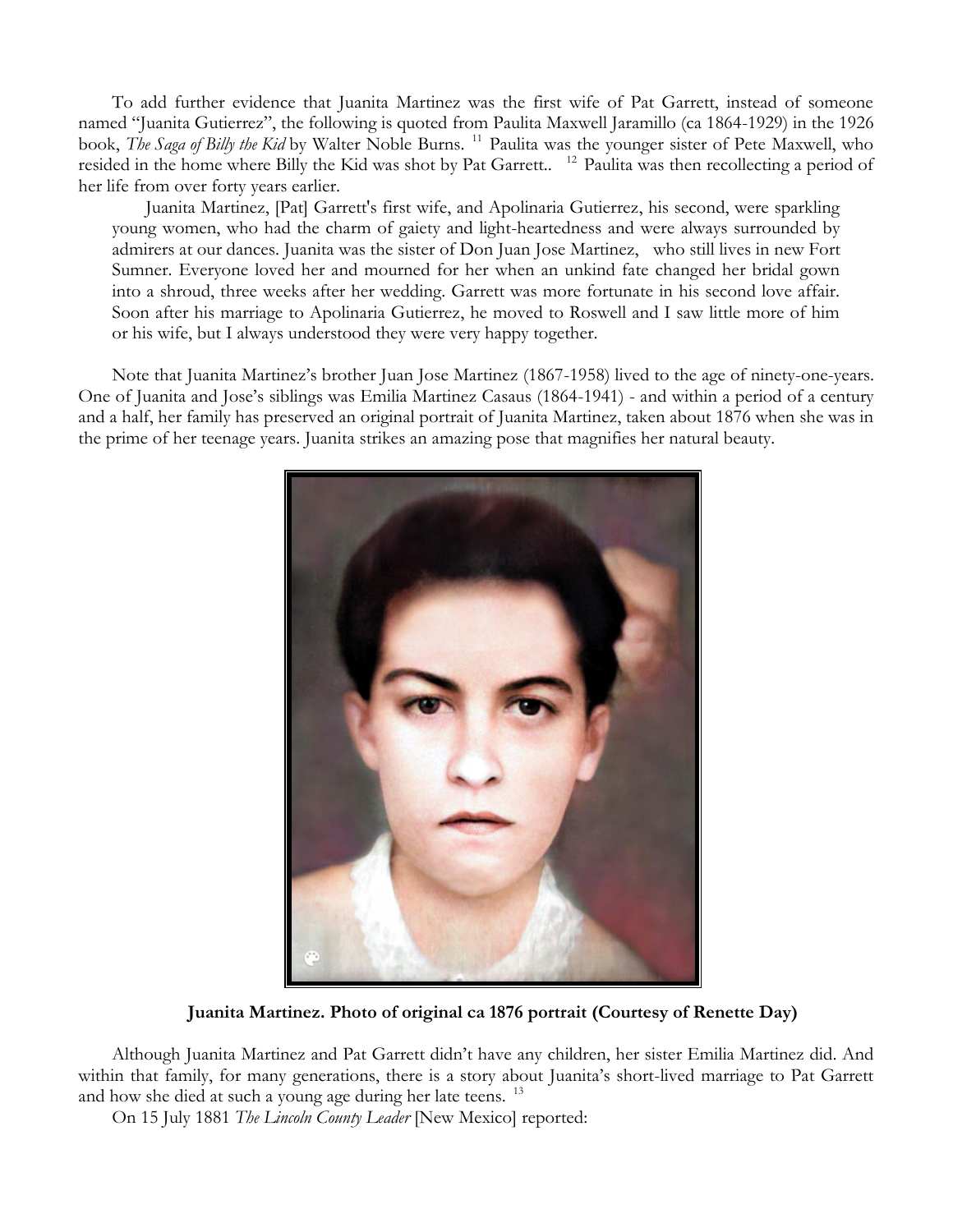To add further evidence that Juanita Martinez was the first wife of Pat Garrett, instead of someone named "Juanita Gutierrez", the following is quoted from Paulita Maxwell Jaramillo (ca 1864-1929) in the 1926 book, *The Saga of Billy the Kid* by Walter Noble Burns. [11] Paulita was the younger sister of Pete Maxwell, who resided in the home where Billy the Kid was shot by Pat Garrett.. [12] Paulita was then recollecting a period of her life from over forty years earlier.

> Juanita Martinez, [Pat] Garrett's first wife, and Apolinaria Gutierrez, his second, were sparkling young women, who had the charm of gaiety and light-heartedness and were always surrounded by admirers at our dances. Juanita was the sister of Don Juan Jose Martinez, who still lives in new Fort Sumner. Everyone loved her and mourned for her when an unkind fate changed her bridal gown into a shroud, three weeks after her wedding. Garrett was more fortunate in his second love affair. Soon after his marriage to Apolinaria Gutierrez, he moved to Roswell and I saw little more of him or his wife, but I always understood they were very happy together.

Note that Juanita Martinez's brother Juan Jose Martinez (1867-1958) lived to the age of ninety-one-years. One of Juanita and Jose's siblings was Emilia Martinez Casaus (1864-1941) - and within a period of a century and a half, her family has preserved an original portrait of Juanita Martinez, taken about 1876 when she was in the prime of her teenage years. Juanita strikes an amazing pose that magnifies her natural beauty.

**Juanita Martinez. Photo of original ca 1876 portrait (Courtesy of Renette Day)**

Although Juanita Martinez and Pat Garrett didn't have any children, her sister Emilia Martinez did. And within that family, for many generations, there is a story about Juanita's short-lived marriage to Pat Garrett and how she died at such a young age during her late teens. [13]

On 15 July 1881 *The Lincoln County Leader* [New Mexico] reported: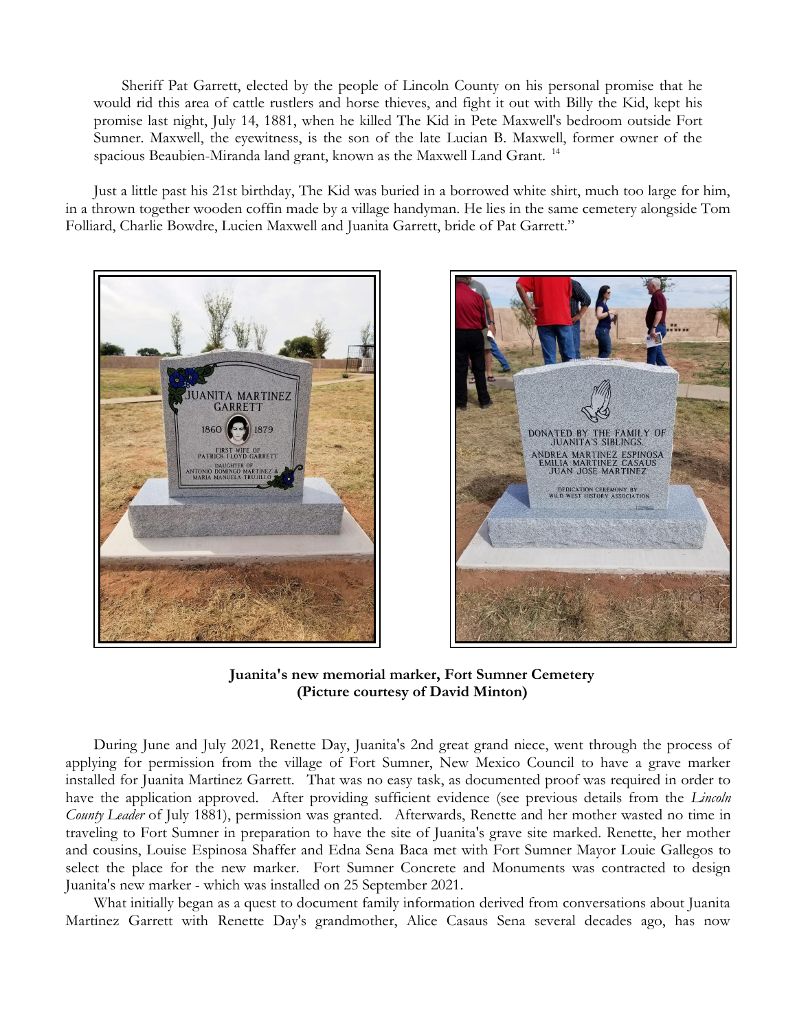Sheriff Pat Garrett, elected by the people of Lincoln County on his personal promise that he would rid this area of cattle rustlers and horse thieves, and fight it out with Billy the Kid, kept his promise last night, July 14, 1881, when he killed The Kid in Pete Maxwell's bedroom outside Fort Sumner. Maxwell, the eyewitness, is the son of the late Lucian B. Maxwell, former owner of the spacious Beaubien-Miranda land grant, known as the Maxwell Land Grant. [14]

Just a little past his 21st birthday, The Kid was buried in a borrowed white shirt, much too large for him, in a thrown together wooden coffin made by a village handyman. He lies in the same cemetery alongside Tom Folliard, Charlie Bowdre, Lucien Maxwell and Juanita Garrett, bride of Pat Garrett."

**Juanita's new memorial marker, Fort Sumner Cemetery (Picture courtesy of David Minton)**

During June and July 2021, Renette Day, Juanita's 2nd great grand niece, went through the process of applying for permission from the village of Fort Sumner, New Mexico Council to have a grave marker installed for Juanita Martinez Garrett. That was no easy task, as documented proof was required in order to have the application approved. After providing sufficient evidence (see previous details from the *Lincoln County Leader* of July 1881), permission was granted. Afterwards, Renette and her mother wasted no time in traveling to Fort Sumner in preparation to have the site of Juanita's grave site marked. Renette, her mother and cousins, Louise Espinosa Shaffer and Edna Sena Baca met with Fort Sumner Mayor Louie Gallegos to select the place for the new marker. Fort Sumner Concrete and Monuments was contracted to design Juanita's new marker - which was installed on 25 September 2021.

What initially began as a quest to document family information derived from conversations about Juanita Martinez Garrett with Renette Day's grandmother, Alice Casaus Sena several decades ago, has now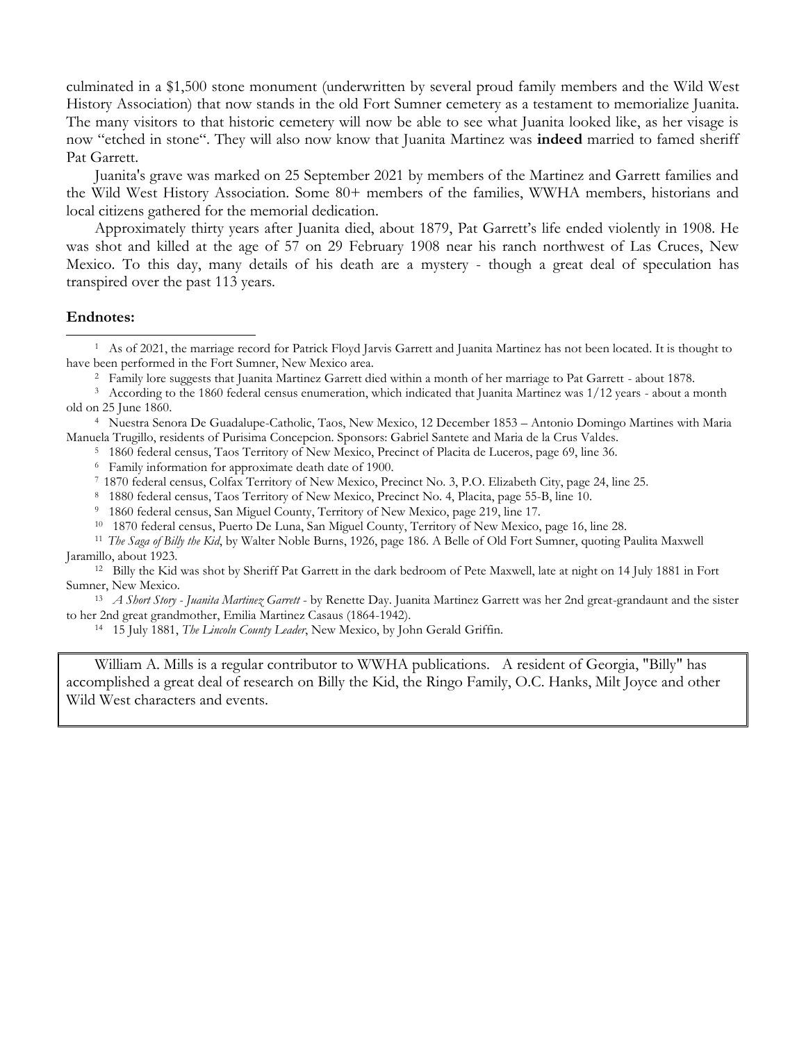culminated in a $1,500 stone monument (underwritten by several proud family members and the Wild West History Association) that now stands in the old Fort Sumner cemetery as a testament to memorialize Juanita. The many visitors to that historic cemetery will now be able to see what Juanita looked like, as her visage is now "etched in stone". They will also now know that Juanita Martinez was **indeed** married to famed sheriff Pat Garrett.

Juanita's grave was marked on 25 September 2021 by members of the Martinez and Garrett families and the Wild West History Association. Some 80+ members of the families, WWHA members, historians and local citizens gathered for the memorial dedication.

Approximately thirty years after Juanita died, about 1879, Pat Garrett's life ended violently in 1908. He was shot and killed at the age of 57 on 29 February 1908 near his ranch northwest of Las Cruces, New Mexico. To this day, many details of his death are a mystery - though a great deal of speculation has transpired over the past 113 years.

**Endnotes:**

[1] As of 2021, the marriage record for Patrick Floyd Jarvis Garrett and Juanita Martinez has not been located. It is thought to have been performed in the Fort Sumner, New Mexico area.

[2] Family lore suggests that Juanita Martinez Garrett died within a month of her marriage to Pat Garrett - about 1878.

[3] According to the 1860 federal census enumeration, which indicated that Juanita Martinez was 1/12 years - about a month old on 25 June 1860.

[4] Nuestra Senora De Guadalupe-Catholic, Taos, New Mexico, 12 December 1853 – Antonio Domingo Martines with Maria Manuela Trugillo, residents of Purisima Concepcion. Sponsors: Gabriel Santete and Maria de la Crus Valdes.

[5] 1860 federal census, Taos Territory of New Mexico, Precinct of Placita de Luceros, page 69, line 36.

[6] Family information for approximate death date of 1900.

[7] 1870 federal census, Colfax Territory of New Mexico, Precinct No. 3, P.O. Elizabeth City, page 24, line 25.

[8] 1880 federal census, Taos Territory of New Mexico, Precinct No. 4, Placita, page 55-B, line 10.

[9] 1860 federal census, San Miguel County, Territory of New Mexico, page 219, line 17.

[10] 1870 federal census, Puerto De Luna, San Miguel County, Territory of New Mexico, page 16, line 28.

[11] *The Saga of Billy the Kid*, by Walter Noble Burns, 1926, page 186. A Belle of Old Fort Sumner, quoting Paulita Maxwell Jaramillo, about 1923.

[12] Billy the Kid was shot by Sheriff Pat Garrett in the dark bedroom of Pete Maxwell, late at night on 14 July 1881 in Fort Sumner, New Mexico.

[13] *A Short Story - Juanita Martinez Garrett* - by Renette Day. Juanita Martinez Garrett was her 2nd great-grandaunt and the sister to her 2nd great grandmother, Emilia Martinez Casaus (1864-1942).

[14] 15 July 1881, *The Lincoln County Leader*, New Mexico, by John Gerald Griffin.

William A. Mills is a regular contributor to WWHA publications. A resident of Georgia, "Billy" has accomplished a great deal of research on Billy the Kid, the Ringo Family, O.C. Hanks, Milt Joyce and other Wild West characters and events.